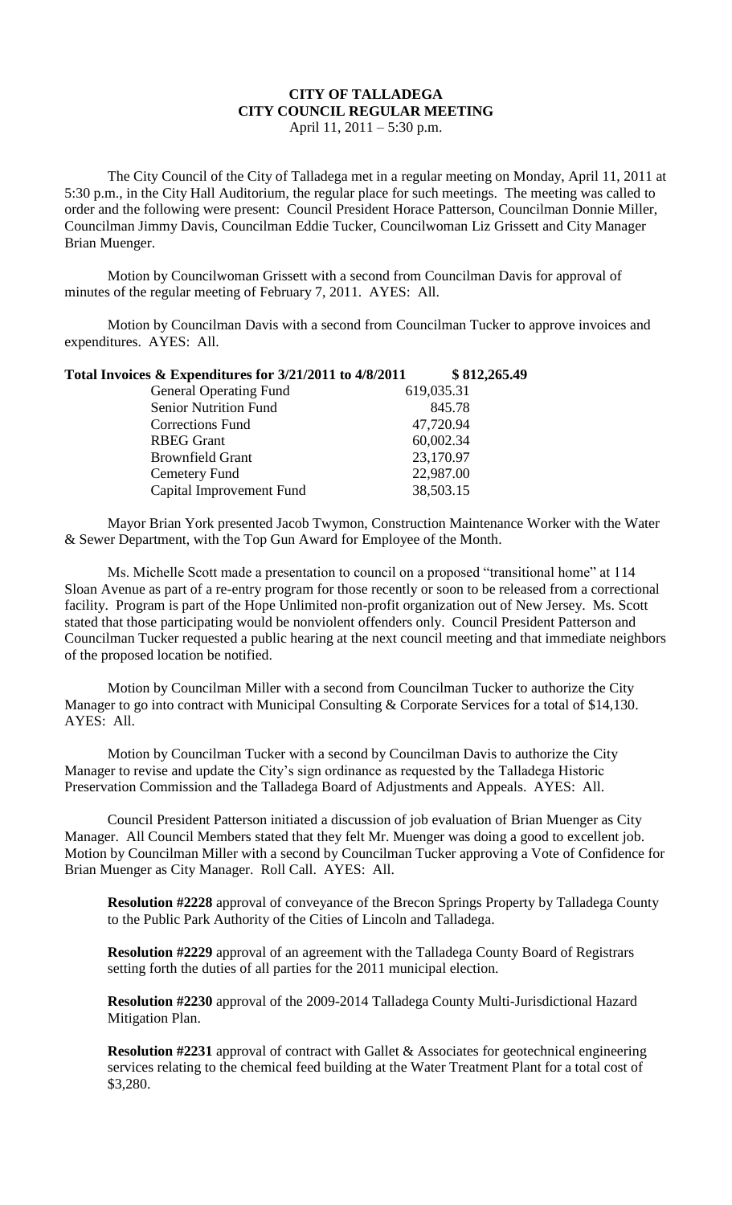# CITY OF TALLADEGA
## CITY COUNCIL REGULAR MEETING
April 11, 2011 – 5:30 p.m.

The City Council of the City of Talladega met in a regular meeting on Monday, April 11, 2011 at 5:30 p.m., in the City Hall Auditorium, the regular place for such meetings. The meeting was called to order and the following were present: Council President Horace Patterson, Councilman Donnie Miller, Councilman Jimmy Davis, Councilman Eddie Tucker, Councilwoman Liz Grissett and City Manager Brian Muenger.

Motion by Councilwoman Grissett with a second from Councilman Davis for approval of minutes of the regular meeting of February 7, 2011. AYES: All.

Motion by Councilman Davis with a second from Councilman Tucker to approve invoices and expenditures. AYES: All.

| **Total Invoices & Expenditures for 3/21/2011 to 4/8/2011** | | **$ 812,265.49** |
|---|---|---|
| General Operating Fund | 619,035.31 | |
| Senior Nutrition Fund | 845.78 | |
| Corrections Fund | 47,720.94 | |
| RBEG Grant | 60,002.34 | |
| Brownfield Grant | 23,170.97 | |
| Cemetery Fund | 22,987.00 | |
| Capital Improvement Fund | 38,503.15 | |

Mayor Brian York presented Jacob Twymon, Construction Maintenance Worker with the Water & Sewer Department, with the Top Gun Award for Employee of the Month.

Ms. Michelle Scott made a presentation to council on a proposed "transitional home" at 114 Sloan Avenue as part of a re-entry program for those recently or soon to be released from a correctional facility. Program is part of the Hope Unlimited non-profit organization out of New Jersey. Ms. Scott stated that those participating would be nonviolent offenders only. Council President Patterson and Councilman Tucker requested a public hearing at the next council meeting and that immediate neighbors of the proposed location be notified.

Motion by Councilman Miller with a second from Councilman Tucker to authorize the City Manager to go into contract with Municipal Consulting & Corporate Services for a total of $14,130. AYES: All.

Motion by Councilman Tucker with a second by Councilman Davis to authorize the City Manager to revise and update the City's sign ordinance as requested by the Talladega Historic Preservation Commission and the Talladega Board of Adjustments and Appeals. AYES: All.

Council President Patterson initiated a discussion of job evaluation of Brian Muenger as City Manager. All Council Members stated that they felt Mr. Muenger was doing a good to excellent job. Motion by Councilman Miller with a second by Councilman Tucker approving a Vote of Confidence for Brian Muenger as City Manager. Roll Call. AYES: All.

**Resolution #2228** approval of conveyance of the Brecon Springs Property by Talladega County to the Public Park Authority of the Cities of Lincoln and Talladega.

**Resolution #2229** approval of an agreement with the Talladega County Board of Registrars setting forth the duties of all parties for the 2011 municipal election.

**Resolution #2230** approval of the 2009-2014 Talladega County Multi-Jurisdictional Hazard Mitigation Plan.

**Resolution #2231** approval of contract with Gallet & Associates for geotechnical engineering services relating to the chemical feed building at the Water Treatment Plant for a total cost of $3,280.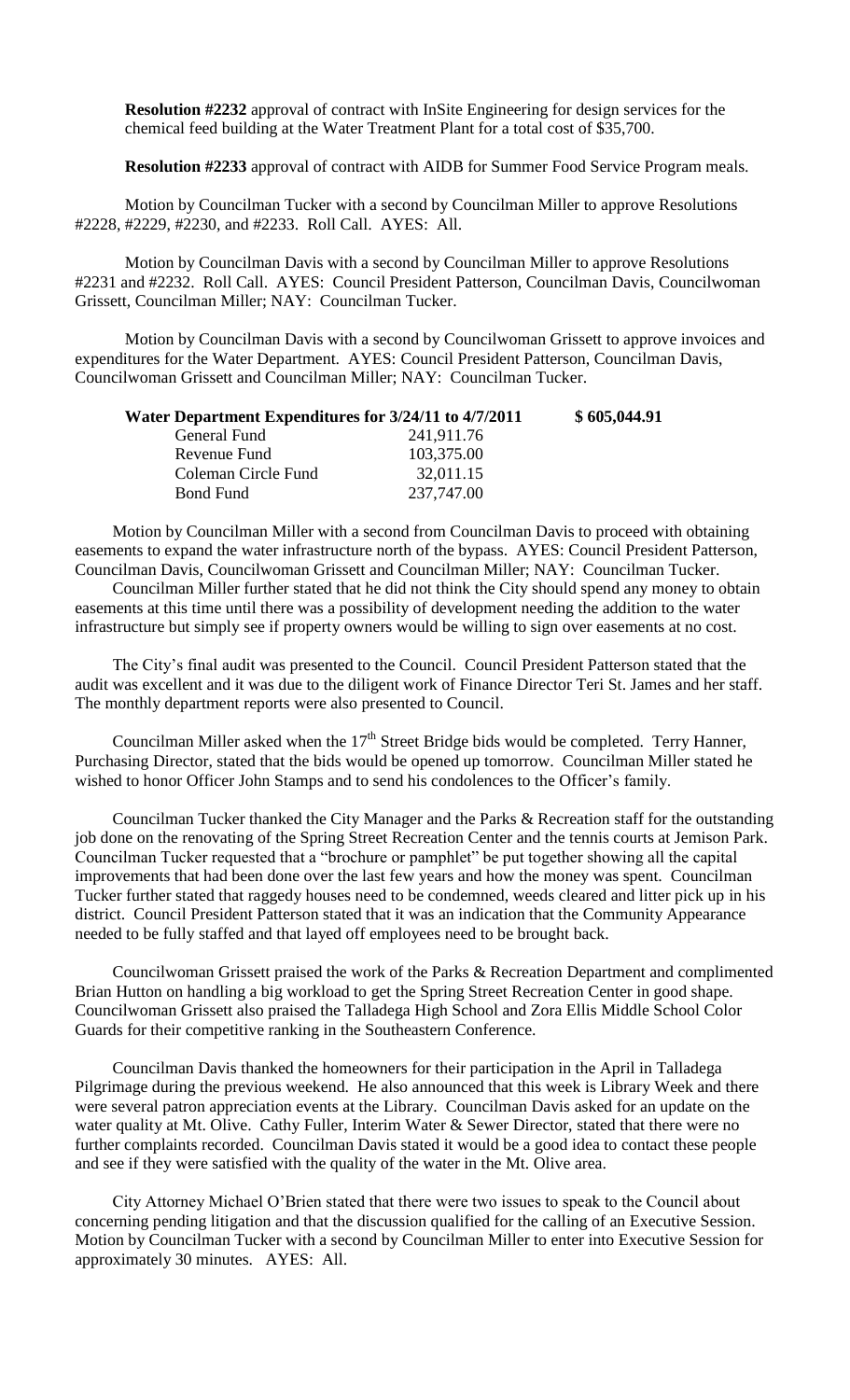**Resolution #2232** approval of contract with InSite Engineering for design services for the chemical feed building at the Water Treatment Plant for a total cost of $35,700.

**Resolution #2233** approval of contract with AIDB for Summer Food Service Program meals.

Motion by Councilman Tucker with a second by Councilman Miller to approve Resolutions #2228, #2229, #2230, and #2233. Roll Call. AYES: All.

Motion by Councilman Davis with a second by Councilman Miller to approve Resolutions #2231 and #2232. Roll Call. AYES: Council President Patterson, Councilman Davis, Councilwoman Grissett, Councilman Miller; NAY: Councilman Tucker.

Motion by Councilman Davis with a second by Councilwoman Grissett to approve invoices and expenditures for the Water Department. AYES: Council President Patterson, Councilman Davis, Councilwoman Grissett and Councilman Miller; NAY: Councilman Tucker.

| Water Department Expenditures for 3/24/11 to 4/7/2011 | | $ 605,044.91 |
|---|---|---|
| General Fund | 241,911.76 | |
| Revenue Fund | 103,375.00 | |
| Coleman Circle Fund | 32,011.15 | |
| Bond Fund | 237,747.00 | |

Motion by Councilman Miller with a second from Councilman Davis to proceed with obtaining easements to expand the water infrastructure north of the bypass. AYES: Council President Patterson, Councilman Davis, Councilwoman Grissett and Councilman Miller; NAY: Councilman Tucker.

Councilman Miller further stated that he did not think the City should spend any money to obtain easements at this time until there was a possibility of development needing the addition to the water infrastructure but simply see if property owners would be willing to sign over easements at no cost.

The City's final audit was presented to the Council. Council President Patterson stated that the audit was excellent and it was due to the diligent work of Finance Director Teri St. James and her staff. The monthly department reports were also presented to Council.

Councilman Miller asked when the 17th Street Bridge bids would be completed. Terry Hanner, Purchasing Director, stated that the bids would be opened up tomorrow. Councilman Miller stated he wished to honor Officer John Stamps and to send his condolences to the Officer's family.

Councilman Tucker thanked the City Manager and the Parks & Recreation staff for the outstanding job done on the renovating of the Spring Street Recreation Center and the tennis courts at Jemison Park. Councilman Tucker requested that a "brochure or pamphlet" be put together showing all the capital improvements that had been done over the last few years and how the money was spent. Councilman Tucker further stated that raggedy houses need to be condemned, weeds cleared and litter pick up in his district. Council President Patterson stated that it was an indication that the Community Appearance needed to be fully staffed and that layed off employees need to be brought back.

Councilwoman Grissett praised the work of the Parks & Recreation Department and complimented Brian Hutton on handling a big workload to get the Spring Street Recreation Center in good shape. Councilwoman Grissett also praised the Talladega High School and Zora Ellis Middle School Color Guards for their competitive ranking in the Southeastern Conference.

Councilman Davis thanked the homeowners for their participation in the April in Talladega Pilgrimage during the previous weekend. He also announced that this week is Library Week and there were several patron appreciation events at the Library. Councilman Davis asked for an update on the water quality at Mt. Olive. Cathy Fuller, Interim Water & Sewer Director, stated that there were no further complaints recorded. Councilman Davis stated it would be a good idea to contact these people and see if they were satisfied with the quality of the water in the Mt. Olive area.

City Attorney Michael O'Brien stated that there were two issues to speak to the Council about concerning pending litigation and that the discussion qualified for the calling of an Executive Session. Motion by Councilman Tucker with a second by Councilman Miller to enter into Executive Session for approximately 30 minutes. AYES: All.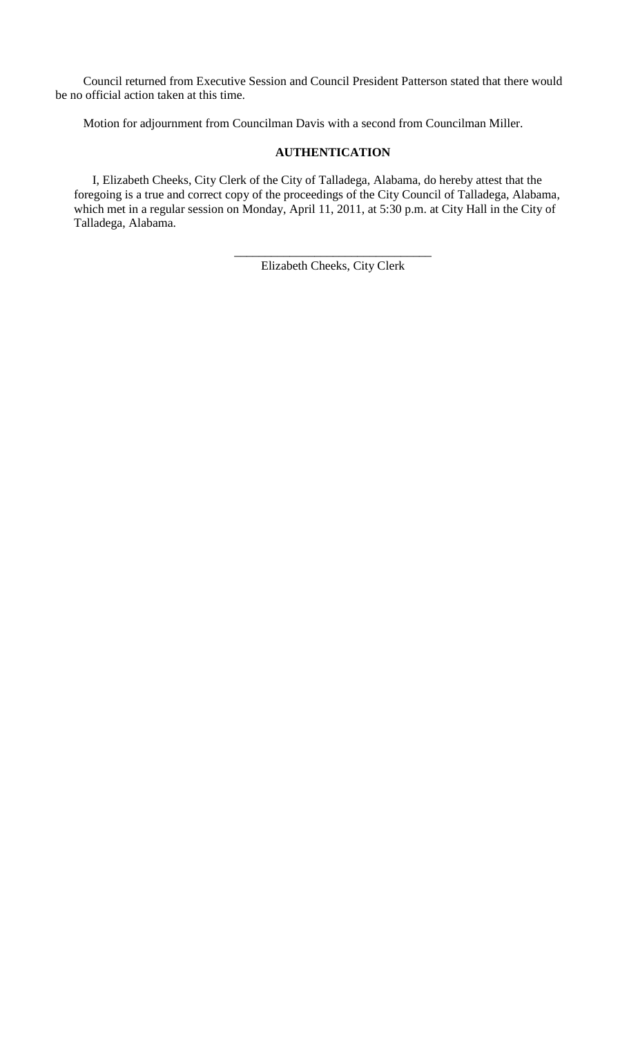Council returned from Executive Session and Council President Patterson stated that there would be no official action taken at this time.

Motion for adjournment from Councilman Davis with a second from Councilman Miller.

**AUTHENTICATION**

I, Elizabeth Cheeks, City Clerk of the City of Talladega, Alabama, do hereby attest that the foregoing is a true and correct copy of the proceedings of the City Council of Talladega, Alabama, which met in a regular session on Monday, April 11, 2011, at 5:30 p.m. at City Hall in the City of Talladega, Alabama.

\_\_\_\_\_\_\_\_\_\_\_\_\_\_\_\_\_\_\_\_\_\_\_\_\_\_\_\_\_\_\_\_

Elizabeth Cheeks, City Clerk